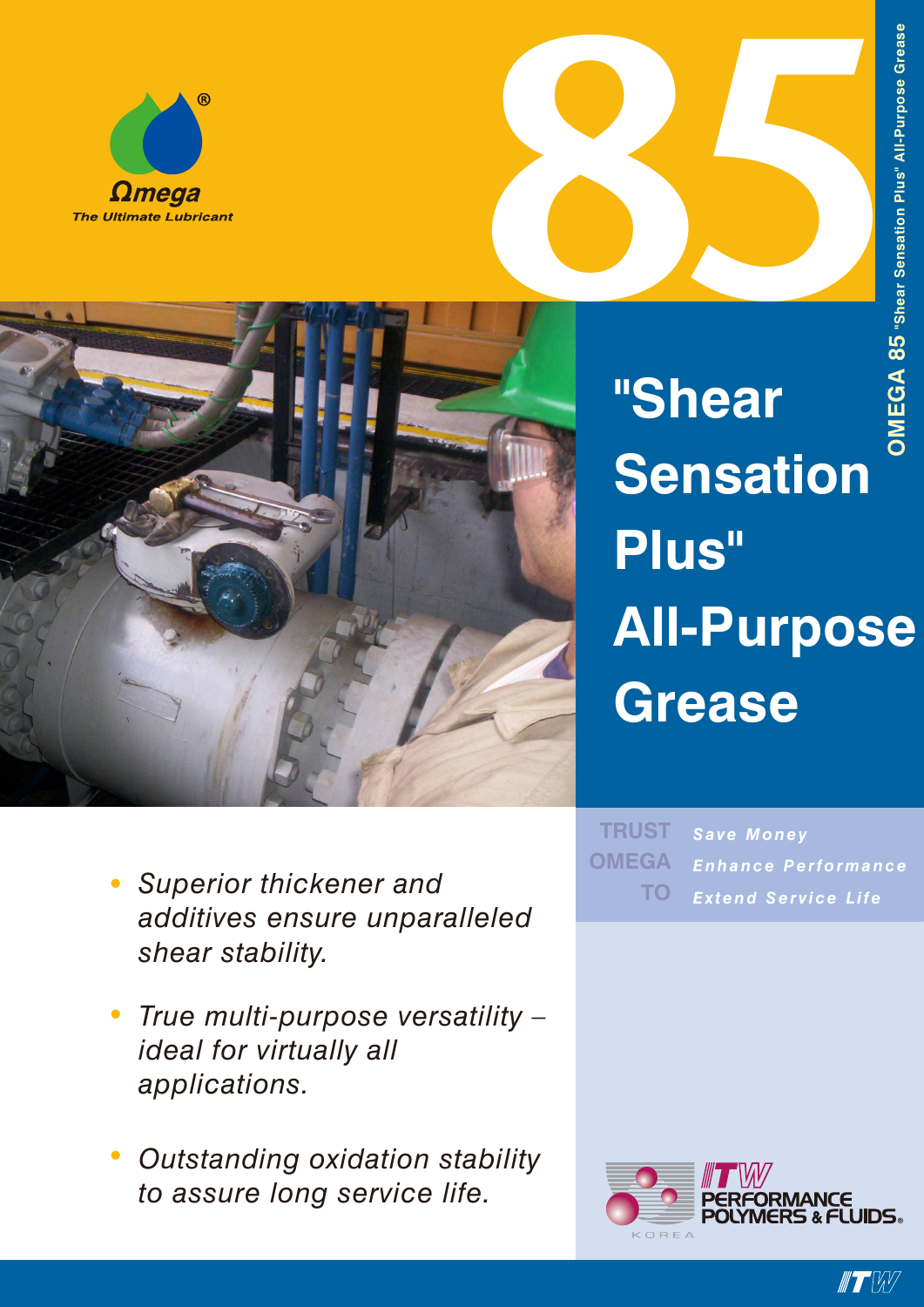Ωmega

The Ultimate Lubricant

# 85

OMEGA 85 "Shear Sensation Plus" All-Purpose Grease

# "Shear Sensation Plus" All-Purpose Grease

- *Superior thickener and additives ensure unparalleled shear stability.*
- *True multi-purpose versatility – ideal for virtually all applications.*
- *Outstanding oxidation stability to assure long service life.*

TRUST OMEGA TO

*Save Money*

*Enhance Performance*

*Extend Service Life*

ITW PERFORMANCE POLYMERS & FLUIDS KOREA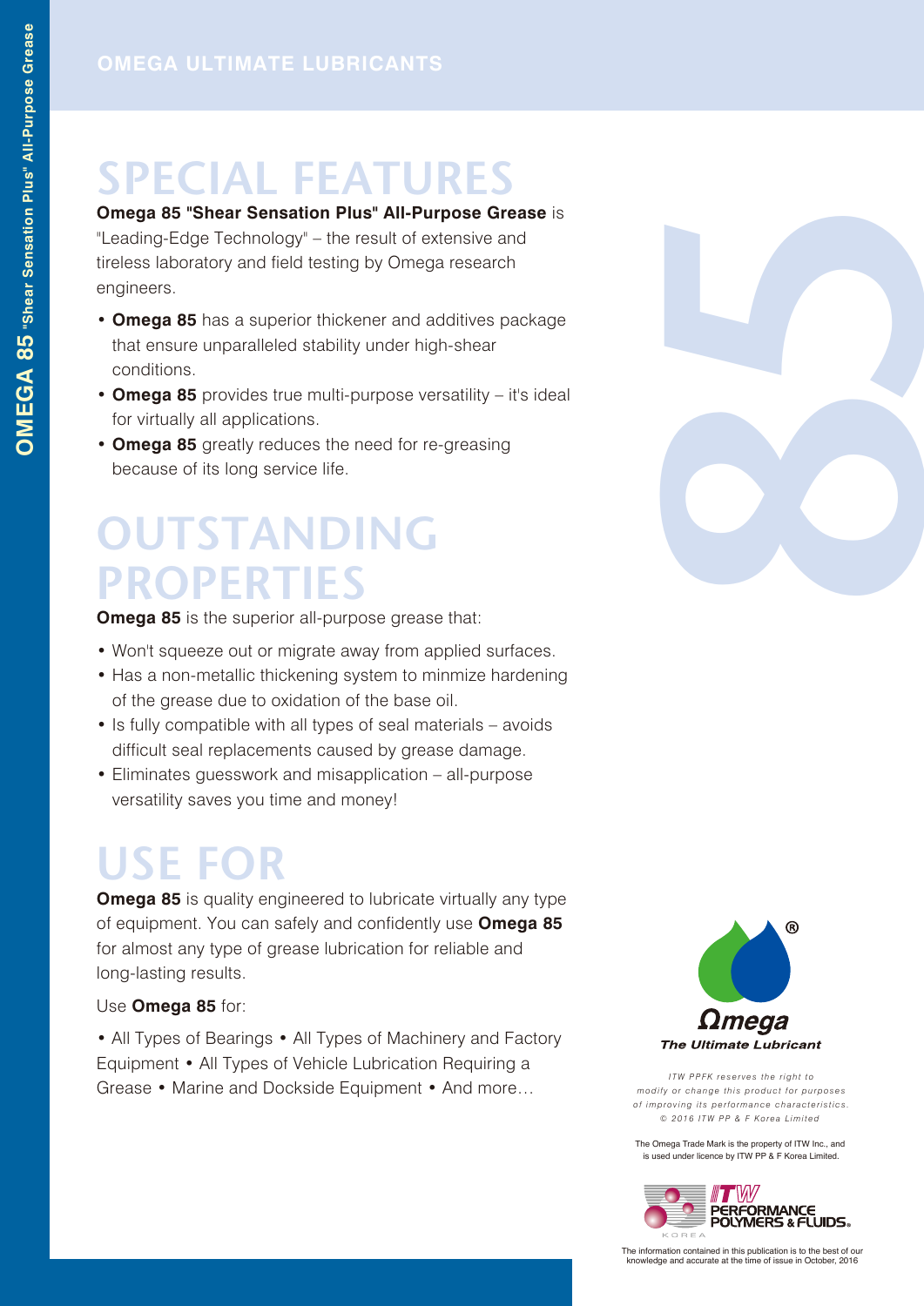OMEGA ULTIMATE LUBRICANTS

# SPECIAL FEATURES

**Omega 85 "Shear Sensation Plus" All-Purpose Grease** is "Leading-Edge Technology" – the result of extensive and tireless laboratory and field testing by Omega research engineers.

- **Omega 85** has a superior thickener and additives package that ensure unparalleled stability under high-shear conditions.
- **Omega 85** provides true multi-purpose versatility – it's ideal for virtually all applications.
- **Omega 85** greatly reduces the need for re-greasing because of its long service life.

# OUTSTANDING PROPERTIES

**Omega 85** is the superior all-purpose grease that:

- Won't squeeze out or migrate away from applied surfaces.
- Has a non-metallic thickening system to minmize hardening of the grease due to oxidation of the base oil.
- Is fully compatible with all types of seal materials – avoids difficult seal replacements caused by grease damage.
- Eliminates guesswork and misapplication – all-purpose versatility saves you time and money!

# USE FOR

**Omega 85** is quality engineered to lubricate virtually any type of equipment. You can safely and confidently use **Omega 85** for almost any type of grease lubrication for reliable and long-lasting results.

Use **Omega 85** for:

• All Types of Bearings • All Types of Machinery and Factory Equipment • All Types of Vehicle Lubrication Requiring a Grease • Marine and Dockside Equipment • And more…

Omega®
**The Ultimate Lubricant**

*ITW PPFK reserves the right to modify or change this product for purposes of improving its performance characteristics. © 2016 ITW PP & F Korea Limited*

The Omega Trade Mark is the property of ITW Inc., and is used under licence by ITW PP & F Korea Limited.

ITW PERFORMANCE POLYMERS & FLUIDS KOREA

The information contained in this publication is to the best of our knowledge and accurate at the time of issue in October, 2016